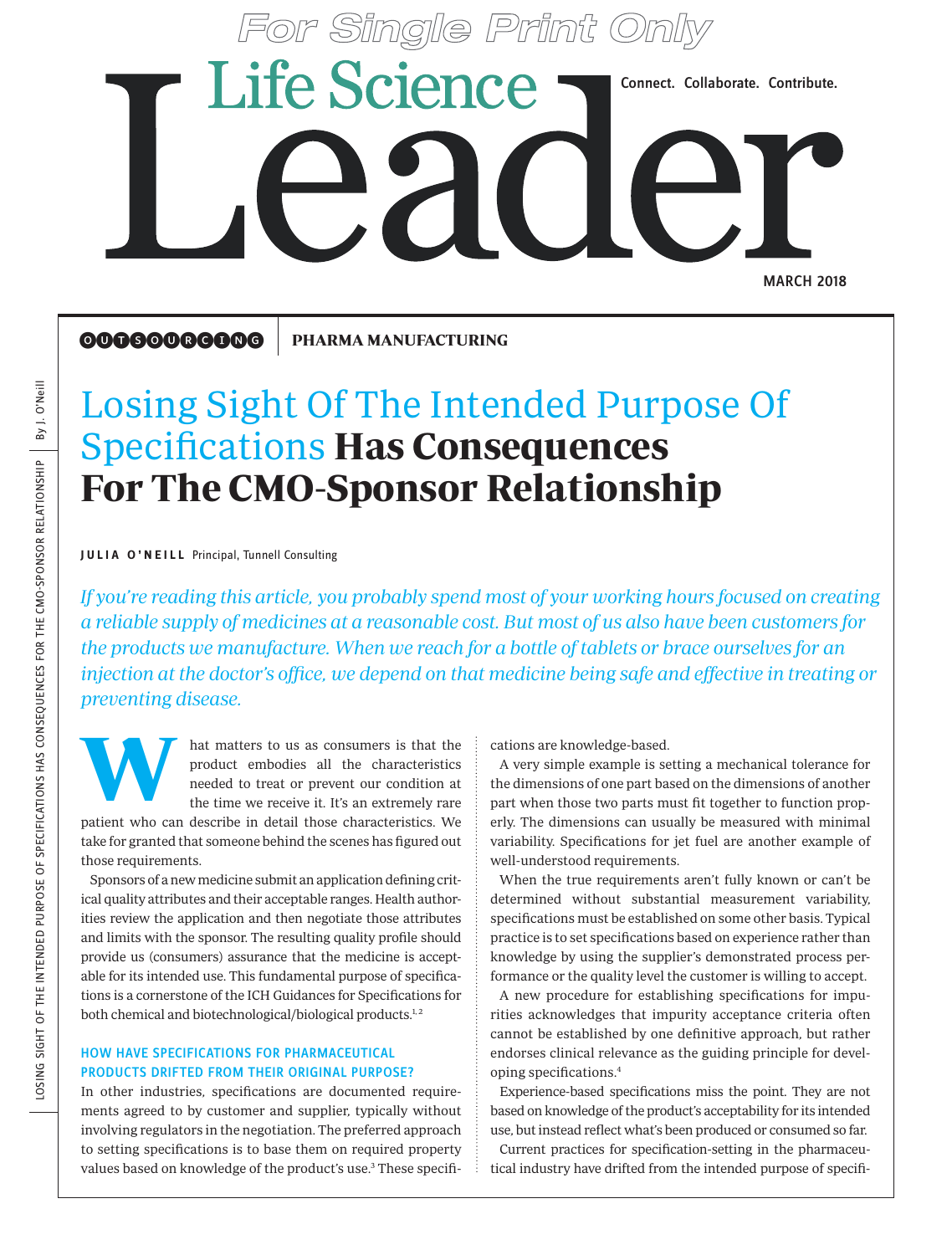OUTSOURCING | PHARMA MANUFACTURING

# Losing Sight Of The Intended Purpose Of Specifications **Has Consequences For The CMO-Sponsor Relationship**

**JULIA O'NEILL** Principal, Tunnell Consulting

*If you're reading this article, you probably spend most of your working hours focused on creating a reliable supply of medicines at a reasonable cost. But most of us also have been customers for the products we manufacture. When we reach for a bottle of tablets or brace ourselves for an injection at the doctor's office, we depend on that medicine being safe and effective in treating or preventing disease.*

What matters to us as consumers is that the product embodies all the characteristics needed to treat or prevent our condition at the time we receive it. It's an extremely rare patient who can describe in detail those characteristics. We take for granted that someone behind the scenes has figured out those requirements.

Sponsors of a new medicine submit an application defining critical quality attributes and their acceptable ranges. Health authorities review the application and then negotiate those attributes and limits with the sponsor. The resulting quality profile should provide us (consumers) assurance that the medicine is acceptable for its intended use. This fundamental purpose of specifications is a cornerstone of the ICH Guidances for Specifications for both chemical and biotechnological/biological products.[1, 2]

## HOW HAVE SPECIFICATIONS FOR PHARMACEUTICAL PRODUCTS DRIFTED FROM THEIR ORIGINAL PURPOSE?

In other industries, specifications are documented requirements agreed to by customer and supplier, typically without involving regulators in the negotiation. The preferred approach to setting specifications is to base them on required property values based on knowledge of the product's use.[3] These specifications are knowledge-based.

A very simple example is setting a mechanical tolerance for the dimensions of one part based on the dimensions of another part when those two parts must fit together to function properly. The dimensions can usually be measured with minimal variability. Specifications for jet fuel are another example of well-understood requirements.

When the true requirements aren't fully known or can't be determined without substantial measurement variability, specifications must be established on some other basis. Typical practice is to set specifications based on experience rather than knowledge by using the supplier's demonstrated process performance or the quality level the customer is willing to accept.

A new procedure for establishing specifications for impurities acknowledges that impurity acceptance criteria often cannot be established by one definitive approach, but rather endorses clinical relevance as the guiding principle for developing specifications.[4]

Experience-based specifications miss the point. They are not based on knowledge of the product's acceptability for its intended use, but instead reflect what's been produced or consumed so far.

Current practices for specification-setting in the pharmaceutical industry have drifted from the intended purpose of specifi-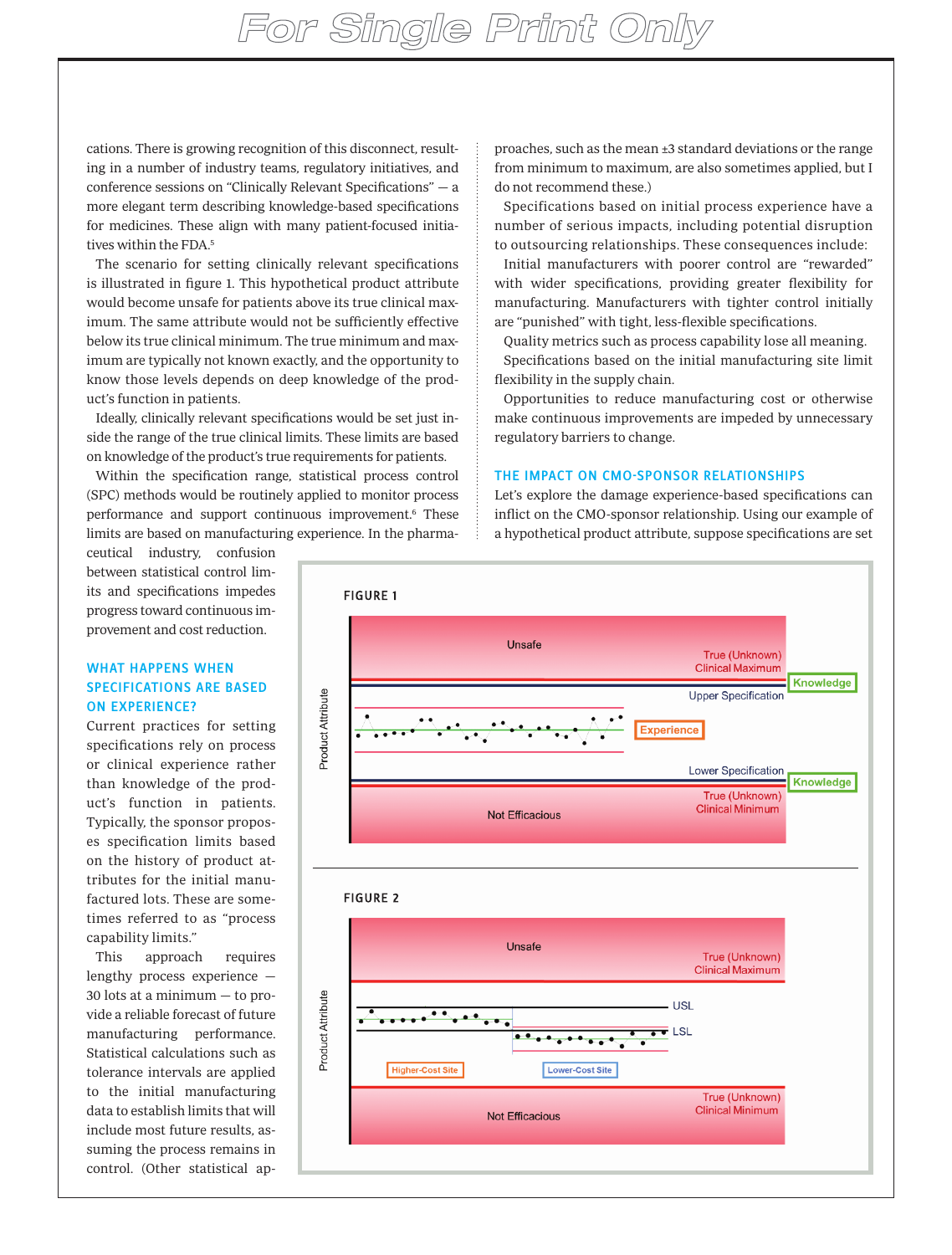cations. There is growing recognition of this disconnect, resulting in a number of industry teams, regulatory initiatives, and conference sessions on "Clinically Relevant Specifications" — a more elegant term describing knowledge-based specifications for medicines. These align with many patient-focused initiatives within the FDA.[5]

The scenario for setting clinically relevant specifications is illustrated in figure 1. This hypothetical product attribute would become unsafe for patients above its true clinical maximum. The same attribute would not be sufficiently effective below its true clinical minimum. The true minimum and maximum are typically not known exactly, and the opportunity to know those levels depends on deep knowledge of the product's function in patients.

Ideally, clinically relevant specifications would be set just inside the range of the true clinical limits. These limits are based on knowledge of the product's true requirements for patients.

Within the specification range, statistical process control (SPC) methods would be routinely applied to monitor process performance and support continuous improvement.[6] These limits are based on manufacturing experience. In the pharmaceutical industry, confusion between statistical control limits and specifications impedes progress toward continuous improvement and cost reduction.

## WHAT HAPPENS WHEN SPECIFICATIONS ARE BASED ON EXPERIENCE?

Current practices for setting specifications rely on process or clinical experience rather than knowledge of the product's function in patients. Typically, the sponsor proposes specification limits based on the history of product attributes for the initial manufactured lots. These are sometimes referred to as "process capability limits."

This approach requires lengthy process experience — 30 lots at a minimum — to provide a reliable forecast of future manufacturing performance. Statistical calculations such as tolerance intervals are applied to the initial manufacturing data to establish limits that will include most future results, assuming the process remains in control. (Other statistical approaches, such as the mean ±3 standard deviations or the range from minimum to maximum, are also sometimes applied, but I do not recommend these.)

Specifications based on initial process experience have a number of serious impacts, including potential disruption to outsourcing relationships. These consequences include:

Initial manufacturers with poorer control are "rewarded" with wider specifications, providing greater flexibility for manufacturing. Manufacturers with tighter control initially are "punished" with tight, less-flexible specifications.

Quality metrics such as process capability lose all meaning.

Specifications based on the initial manufacturing site limit flexibility in the supply chain.

Opportunities to reduce manufacturing cost or otherwise make continuous improvements are impeded by unnecessary regulatory barriers to change.

## THE IMPACT ON CMO-SPONSOR RELATIONSHIPS

Let's explore the damage experience-based specifications can inflict on the CMO-sponsor relationship. Using our example of a hypothetical product attribute, suppose specifications are set

FIGURE 1

FIGURE 2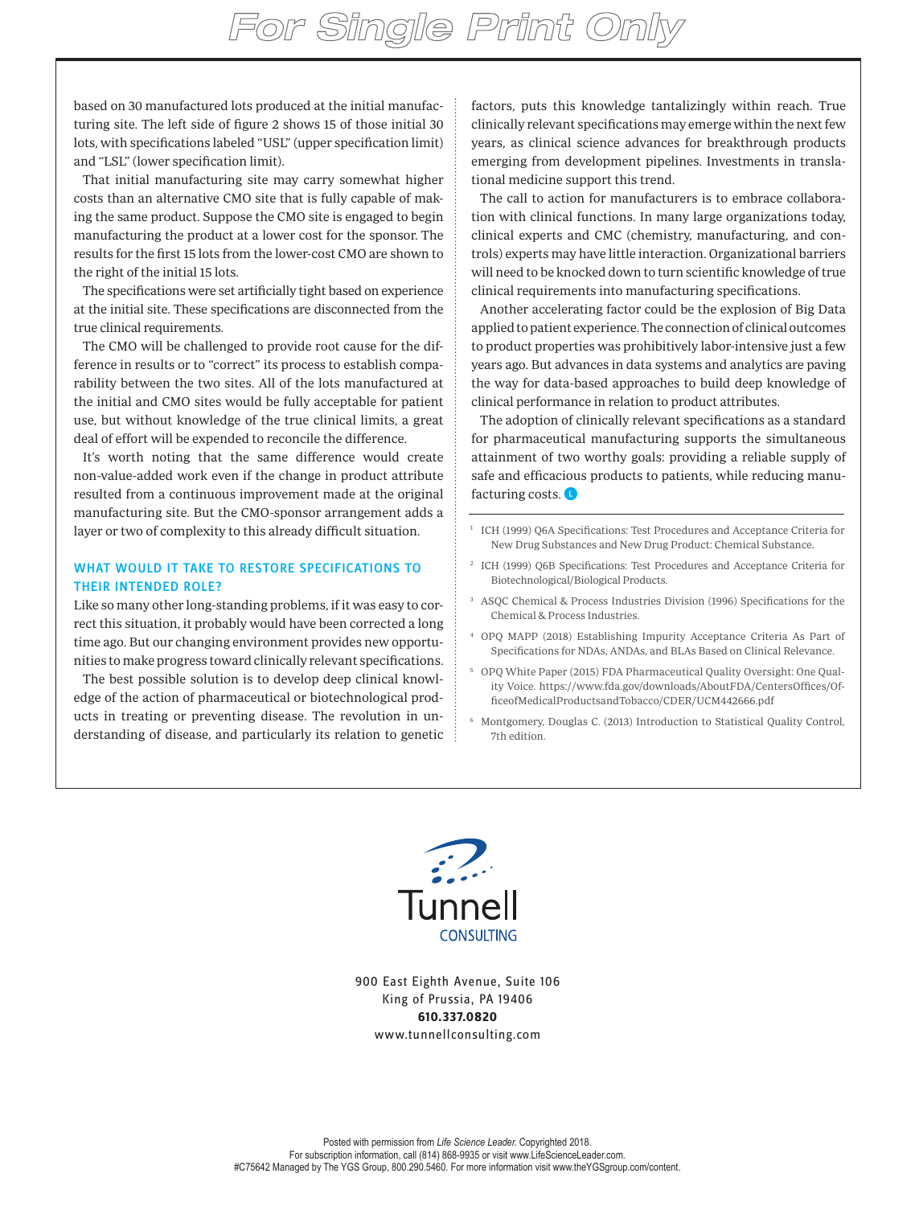based on 30 manufactured lots produced at the initial manufacturing site. The left side of figure 2 shows 15 of those initial 30 lots, with specifications labeled "USL" (upper specification limit) and "LSL" (lower specification limit).

That initial manufacturing site may carry somewhat higher costs than an alternative CMO site that is fully capable of making the same product. Suppose the CMO site is engaged to begin manufacturing the product at a lower cost for the sponsor. The results for the first 15 lots from the lower-cost CMO are shown to the right of the initial 15 lots.

The specifications were set artificially tight based on experience at the initial site. These specifications are disconnected from the true clinical requirements.

The CMO will be challenged to provide root cause for the difference in results or to "correct" its process to establish comparability between the two sites. All of the lots manufactured at the initial and CMO sites would be fully acceptable for patient use, but without knowledge of the true clinical limits, a great deal of effort will be expended to reconcile the difference.

It's worth noting that the same difference would create non-value-added work even if the change in product attribute resulted from a continuous improvement made at the original manufacturing site. But the CMO-sponsor arrangement adds a layer or two of complexity to this already difficult situation.

## WHAT WOULD IT TAKE TO RESTORE SPECIFICATIONS TO THEIR INTENDED ROLE?

Like so many other long-standing problems, if it was easy to correct this situation, it probably would have been corrected a long time ago. But our changing environment provides new opportunities to make progress toward clinically relevant specifications.

The best possible solution is to develop deep clinical knowledge of the action of pharmaceutical or biotechnological products in treating or preventing disease. The revolution in understanding of disease, and particularly its relation to genetic factors, puts this knowledge tantalizingly within reach. True clinically relevant specifications may emerge within the next few years, as clinical science advances for breakthrough products emerging from development pipelines. Investments in translational medicine support this trend.

The call to action for manufacturers is to embrace collaboration with clinical functions. In many large organizations today, clinical experts and CMC (chemistry, manufacturing, and controls) experts may have little interaction. Organizational barriers will need to be knocked down to turn scientific knowledge of true clinical requirements into manufacturing specifications.

Another accelerating factor could be the explosion of Big Data applied to patient experience. The connection of clinical outcomes to product properties was prohibitively labor-intensive just a few years ago. But advances in data systems and analytics are paving the way for data-based approaches to build deep knowledge of clinical performance in relation to product attributes.

The adoption of clinically relevant specifications as a standard for pharmaceutical manufacturing supports the simultaneous attainment of two worthy goals: providing a reliable supply of safe and efficacious products to patients, while reducing manufacturing costs.

---

1. ICH (1999) Q6A Specifications: Test Procedures and Acceptance Criteria for New Drug Substances and New Drug Product: Chemical Substance.
2. ICH (1999) Q6B Specifications: Test Procedures and Acceptance Criteria for Biotechnological/Biological Products.
3. ASQC Chemical & Process Industries Division (1996) Specifications for the Chemical & Process Industries.
4. OPQ MAPP (2018) Establishing Impurity Acceptance Criteria As Part of Specifications for NDAs, ANDAs, and BLAs Based on Clinical Relevance.
5. OPQ White Paper (2015) FDA Pharmaceutical Quality Oversight: One Quality Voice. https://www.fda.gov/downloads/AboutFDA/CentersOffices/OfficeofMedicalProductsandTobacco/CDER/UCM442666.pdf
6. Montgomery, Douglas C. (2013) Introduction to Statistical Quality Control, 7th edition.

Tunnell CONSULTING

900 East Eighth Avenue, Suite 106
King of Prussia, PA 19406
**610.337.0820**
www.tunnellconsulting.com

Posted with permission from *Life Science Leader*. Copyrighted 2018.
For subscription information, call (814) 868-9935 or visit www.LifeScienceLeader.com.
#C75642 Managed by The YGS Group, 800.290.5460. For more information visit www.theYGSgroup.com/content.